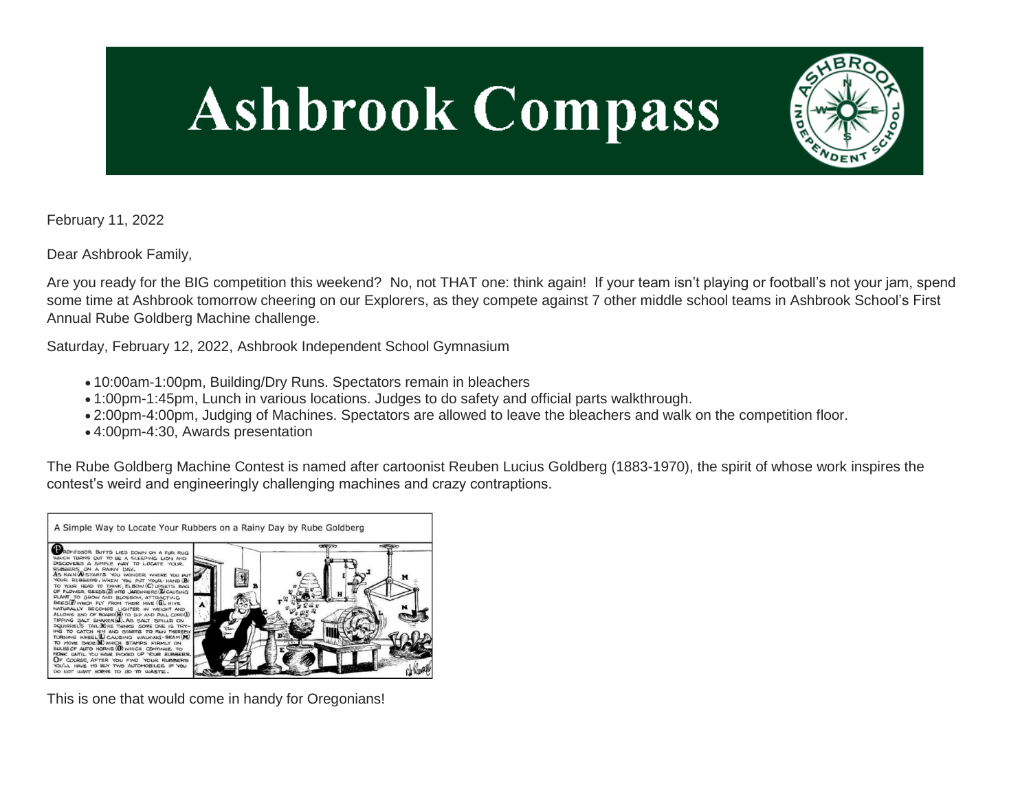# Ashbrook Compass

February 11, 2022

Dear Ashbrook Family,

Are you ready for the BIG competition this weekend? No, not THAT one: think again! If your team isn't playing or football's not your jam, spend some time at Ashbrook tomorrow cheering on our Explorers, as they compete against 7 other middle school teams in Ashbrook School's First Annual Rube Goldberg Machine challenge.

Saturday, February 12, 2022, Ashbrook Independent School Gymnasium

- 10:00am-1:00pm, Building/Dry Runs. Spectators remain in bleachers
- 1:00pm-1:45pm, Lunch in various locations. Judges to do safety and official parts walkthrough.
- 2:00pm-4:00pm, Judging of Machines. Spectators are allowed to leave the bleachers and walk on the competition floor.
- 4:00pm-4:30, Awards presentation

The Rube Goldberg Machine Contest is named after cartoonist Reuben Lucius Goldberg (1883-1970), the spirit of whose work inspires the contest's weird and engineeringly challenging machines and crazy contraptions.

A Simple Way to Locate Your Rubbers on a Rainy Day by Rube Goldberg

This is one that would come in handy for Oregonians!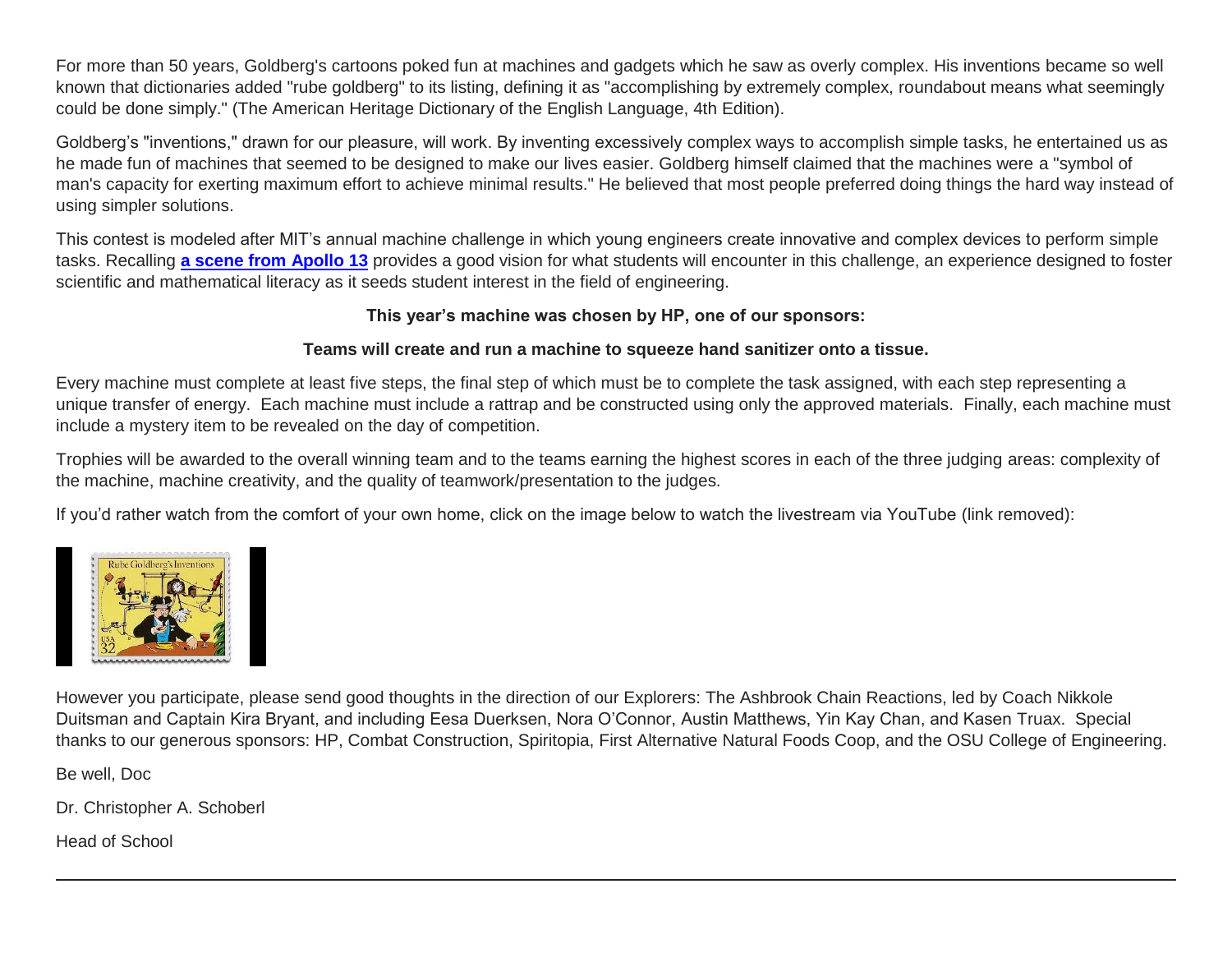For more than 50 years, Goldberg's cartoons poked fun at machines and gadgets which he saw as overly complex. His inventions became so well known that dictionaries added "rube goldberg" to its listing, defining it as "accomplishing by extremely complex, roundabout means what seemingly could be done simply." (The American Heritage Dictionary of the English Language, 4th Edition).

Goldberg's "inventions," drawn for our pleasure, will work. By inventing excessively complex ways to accomplish simple tasks, he entertained us as he made fun of machines that seemed to be designed to make our lives easier. Goldberg himself claimed that the machines were a "symbol of man's capacity for exerting maximum effort to achieve minimal results." He believed that most people preferred doing things the hard way instead of using simpler solutions.

This contest is modeled after MIT's annual machine challenge in which young engineers create innovative and complex devices to perform simple tasks. Recalling **a scene from Apollo 13** provides a good vision for what students will encounter in this challenge, an experience designed to foster scientific and mathematical literacy as it seeds student interest in the field of engineering.

**This year's machine was chosen by HP, one of our sponsors:**

**Teams will create and run a machine to squeeze hand sanitizer onto a tissue.**

Every machine must complete at least five steps, the final step of which must be to complete the task assigned, with each step representing a unique transfer of energy. Each machine must include a rattrap and be constructed using only the approved materials. Finally, each machine must include a mystery item to be revealed on the day of competition.

Trophies will be awarded to the overall winning team and to the teams earning the highest scores in each of the three judging areas: complexity of the machine, machine creativity, and the quality of teamwork/presentation to the judges.

If you'd rather watch from the comfort of your own home, click on the image below to watch the livestream via YouTube (link removed):

However you participate, please send good thoughts in the direction of our Explorers: The Ashbrook Chain Reactions, led by Coach Nikkole Duitsman and Captain Kira Bryant, and including Eesa Duerksen, Nora O'Connor, Austin Matthews, Yin Kay Chan, and Kasen Truax. Special thanks to our generous sponsors: HP, Combat Construction, Spiritopia, First Alternative Natural Foods Coop, and the OSU College of Engineering.

Be well, Doc

Dr. Christopher A. Schoberl

Head of School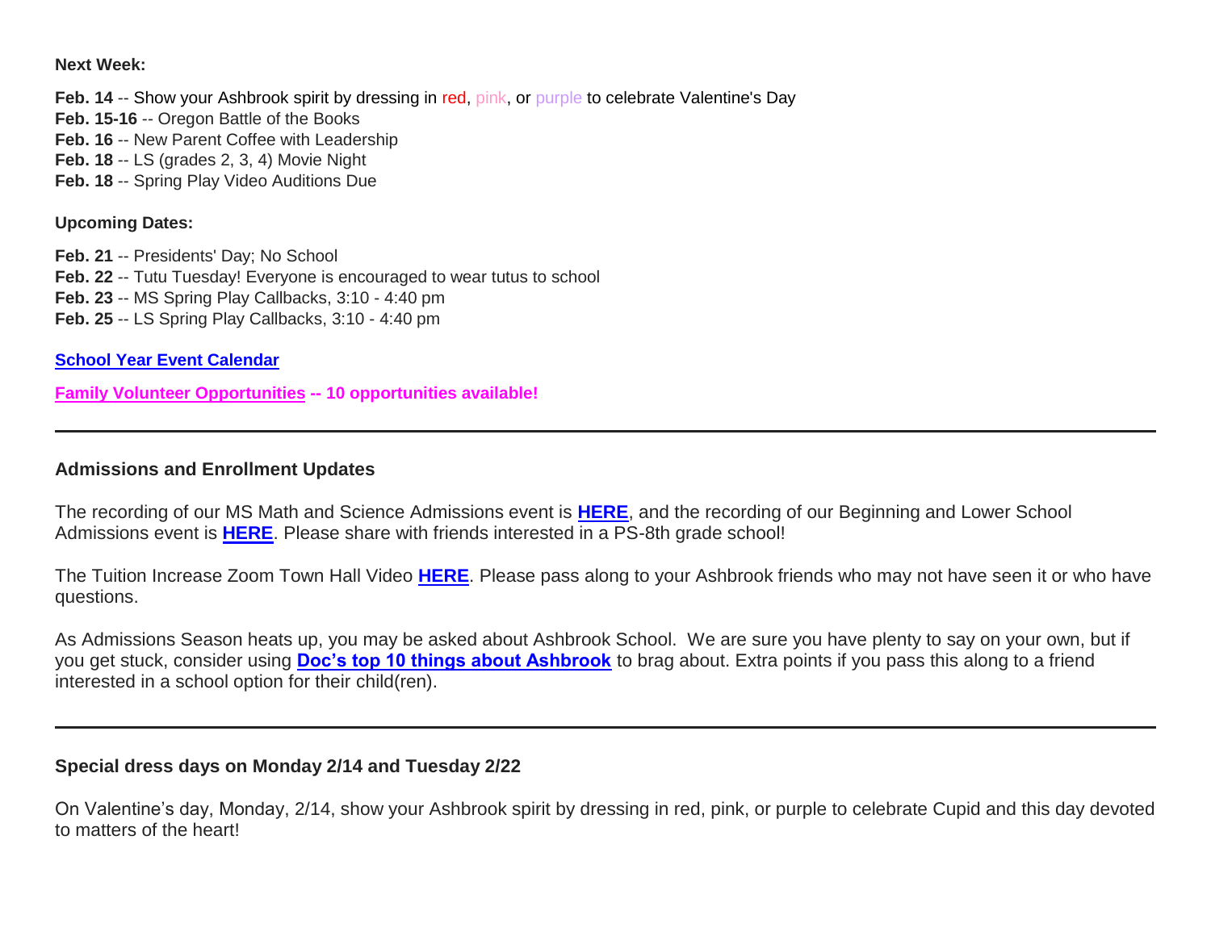**Next Week:**

**Feb. 14** -- Show your Ashbrook spirit by dressing in red, pink, or purple to celebrate Valentine's Day
**Feb. 15-16** -- Oregon Battle of the Books
**Feb. 16** -- New Parent Coffee with Leadership
**Feb. 18** -- LS (grades 2, 3, 4) Movie Night
**Feb. 18** -- Spring Play Video Auditions Due

**Upcoming Dates:**

**Feb. 21** -- Presidents' Day; No School
**Feb. 22** -- Tutu Tuesday! Everyone is encouraged to wear tutus to school
**Feb. 23** -- MS Spring Play Callbacks, 3:10 - 4:40 pm
**Feb. 25** -- LS Spring Play Callbacks, 3:10 - 4:40 pm

**School Year Event Calendar**

**Family Volunteer Opportunities -- 10 opportunities available!**

---

### Admissions and Enrollment Updates

The recording of our MS Math and Science Admissions event is **HERE**, and the recording of our Beginning and Lower School Admissions event is **HERE**. Please share with friends interested in a PS-8th grade school!

The Tuition Increase Zoom Town Hall Video **HERE**. Please pass along to your Ashbrook friends who may not have seen it or who have questions.

As Admissions Season heats up, you may be asked about Ashbrook School. We are sure you have plenty to say on your own, but if you get stuck, consider using **Doc's top 10 things about Ashbrook** to brag about. Extra points if you pass this along to a friend interested in a school option for their child(ren).

---

### Special dress days on Monday 2/14 and Tuesday 2/22

On Valentine's day, Monday, 2/14, show your Ashbrook spirit by dressing in red, pink, or purple to celebrate Cupid and this day devoted to matters of the heart!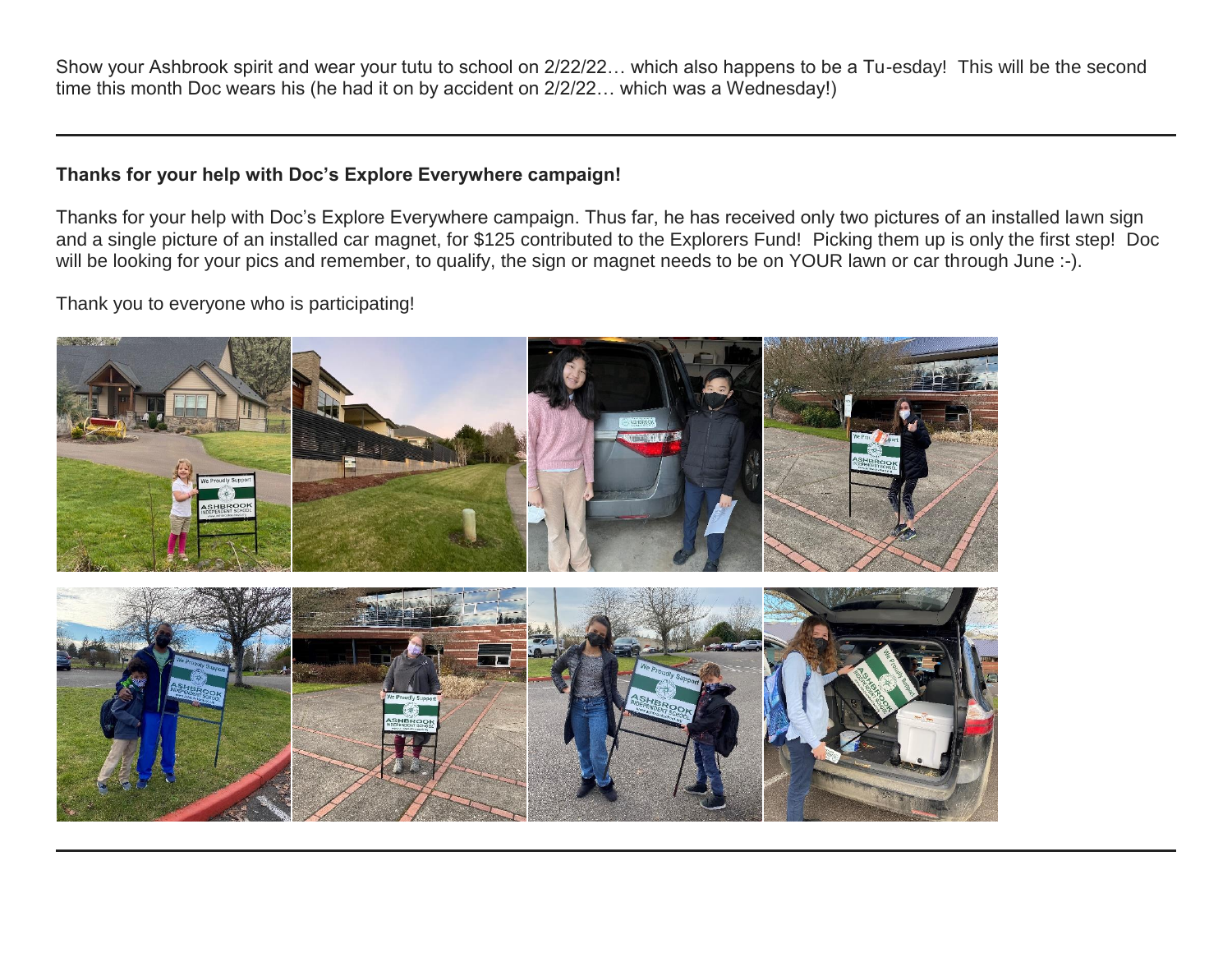Show your Ashbrook spirit and wear your tutu to school on 2/22/22… which also happens to be a Tu-esday! This will be the second time this month Doc wears his (he had it on by accident on 2/2/22… which was a Wednesday!)

---

**Thanks for your help with Doc's Explore Everywhere campaign!**

Thanks for your help with Doc's Explore Everywhere campaign. Thus far, he has received only two pictures of an installed lawn sign and a single picture of an installed car magnet, for $125 contributed to the Explorers Fund! Picking them up is only the first step! Doc will be looking for your pics and remember, to qualify, the sign or magnet needs to be on YOUR lawn or car through June :-).

Thank you to everyone who is participating!

---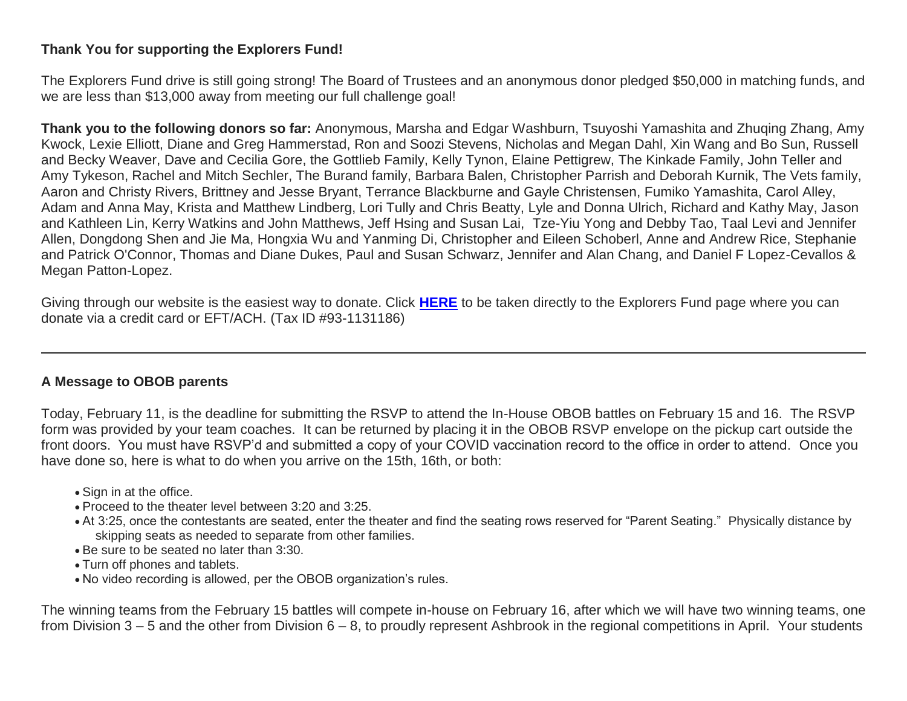**Thank You for supporting the Explorers Fund!**

The Explorers Fund drive is still going strong! The Board of Trustees and an anonymous donor pledged $50,000 in matching funds, and we are less than $13,000 away from meeting our full challenge goal!

**Thank you to the following donors so far:** Anonymous, Marsha and Edgar Washburn, Tsuyoshi Yamashita and Zhuqing Zhang, Amy Kwock, Lexie Elliott, Diane and Greg Hammerstad, Ron and Soozi Stevens, Nicholas and Megan Dahl, Xin Wang and Bo Sun, Russell and Becky Weaver, Dave and Cecilia Gore, the Gottlieb Family, Kelly Tynon, Elaine Pettigrew, The Kinkade Family, John Teller and Amy Tykeson, Rachel and Mitch Sechler, The Burand family, Barbara Balen, Christopher Parrish and Deborah Kurnik, The Vets family, Aaron and Christy Rivers, Brittney and Jesse Bryant, Terrance Blackburne and Gayle Christensen, Fumiko Yamashita, Carol Alley, Adam and Anna May, Krista and Matthew Lindberg, Lori Tully and Chris Beatty, Lyle and Donna Ulrich, Richard and Kathy May, Jason and Kathleen Lin, Kerry Watkins and John Matthews, Jeff Hsing and Susan Lai, Tze-Yiu Yong and Debby Tao, Taal Levi and Jennifer Allen, Dongdong Shen and Jie Ma, Hongxia Wu and Yanming Di, Christopher and Eileen Schoberl, Anne and Andrew Rice, Stephanie and Patrick O'Connor, Thomas and Diane Dukes, Paul and Susan Schwarz, Jennifer and Alan Chang, and Daniel F Lopez-Cevallos & Megan Patton-Lopez.

Giving through our website is the easiest way to donate. Click **HERE** to be taken directly to the Explorers Fund page where you can donate via a credit card or EFT/ACH. (Tax ID #93-1131186)

---

**A Message to OBOB parents**

Today, February 11, is the deadline for submitting the RSVP to attend the In-House OBOB battles on February 15 and 16. The RSVP form was provided by your team coaches. It can be returned by placing it in the OBOB RSVP envelope on the pickup cart outside the front doors. You must have RSVP'd and submitted a copy of your COVID vaccination record to the office in order to attend. Once you have done so, here is what to do when you arrive on the 15th, 16th, or both:

- Sign in at the office.
- Proceed to the theater level between 3:20 and 3:25.
- At 3:25, once the contestants are seated, enter the theater and find the seating rows reserved for "Parent Seating." Physically distance by skipping seats as needed to separate from other families.
- Be sure to be seated no later than 3:30.
- Turn off phones and tablets.
- No video recording is allowed, per the OBOB organization's rules.

The winning teams from the February 15 battles will compete in-house on February 16, after which we will have two winning teams, one from Division 3 – 5 and the other from Division 6 – 8, to proudly represent Ashbrook in the regional competitions in April. Your students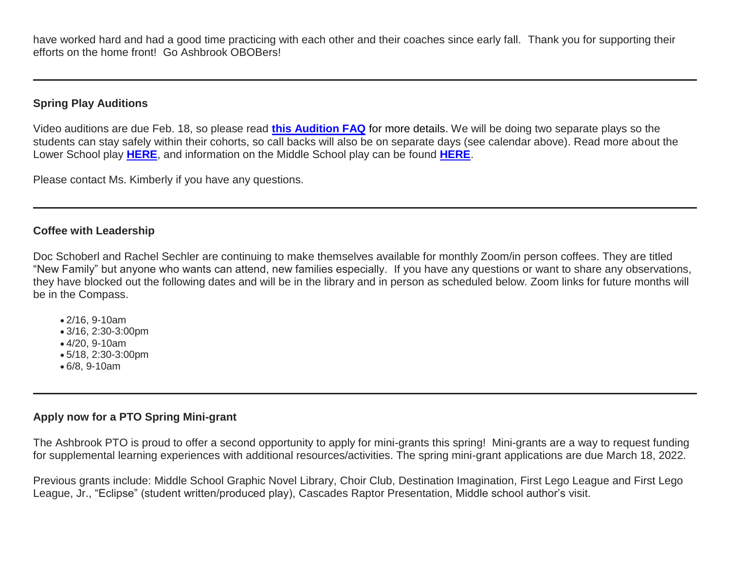have worked hard and had a good time practicing with each other and their coaches since early fall. Thank you for supporting their efforts on the home front! Go Ashbrook OBOBers!

---

**Spring Play Auditions**

Video auditions are due Feb. 18, so please read **this Audition FAQ** for more details. We will be doing two separate plays so the students can stay safely within their cohorts, so call backs will also be on separate days (see calendar above). Read more about the Lower School play **HERE**, and information on the Middle School play can be found **HERE**.

Please contact Ms. Kimberly if you have any questions.

---

**Coffee with Leadership**

Doc Schoberl and Rachel Sechler are continuing to make themselves available for monthly Zoom/in person coffees. They are titled "New Family" but anyone who wants can attend, new families especially. If you have any questions or want to share any observations, they have blocked out the following dates and will be in the library and in person as scheduled below. Zoom links for future months will be in the Compass.

- 2/16, 9-10am
- 3/16, 2:30-3:00pm
- 4/20, 9-10am
- 5/18, 2:30-3:00pm
- 6/8, 9-10am

---

**Apply now for a PTO Spring Mini-grant**

The Ashbrook PTO is proud to offer a second opportunity to apply for mini-grants this spring! Mini-grants are a way to request funding for supplemental learning experiences with additional resources/activities. The spring mini-grant applications are due March 18, 2022.

Previous grants include: Middle School Graphic Novel Library, Choir Club, Destination Imagination, First Lego League and First Lego League, Jr., "Eclipse" (student written/produced play), Cascades Raptor Presentation, Middle school author's visit.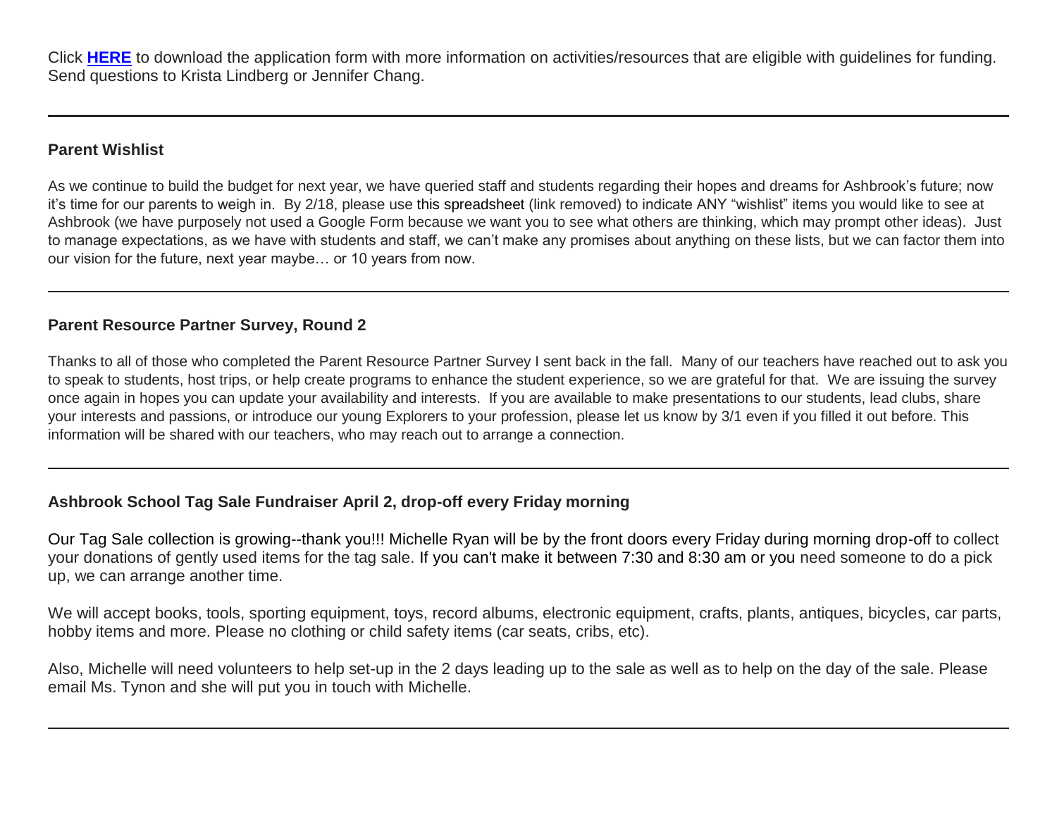Click **HERE** to download the application form with more information on activities/resources that are eligible with guidelines for funding. Send questions to Krista Lindberg or Jennifer Chang.

---

### Parent Wishlist

As we continue to build the budget for next year, we have queried staff and students regarding their hopes and dreams for Ashbrook's future; now it's time for our parents to weigh in. By 2/18, please use this spreadsheet (link removed) to indicate ANY "wishlist" items you would like to see at Ashbrook (we have purposely not used a Google Form because we want you to see what others are thinking, which may prompt other ideas). Just to manage expectations, as we have with students and staff, we can't make any promises about anything on these lists, but we can factor them into our vision for the future, next year maybe… or 10 years from now.

---

### Parent Resource Partner Survey, Round 2

Thanks to all of those who completed the Parent Resource Partner Survey I sent back in the fall. Many of our teachers have reached out to ask you to speak to students, host trips, or help create programs to enhance the student experience, so we are grateful for that. We are issuing the survey once again in hopes you can update your availability and interests. If you are available to make presentations to our students, lead clubs, share your interests and passions, or introduce our young Explorers to your profession, please let us know by 3/1 even if you filled it out before. This information will be shared with our teachers, who may reach out to arrange a connection.

---

### Ashbrook School Tag Sale Fundraiser April 2, drop-off every Friday morning

Our Tag Sale collection is growing--thank you!!! Michelle Ryan will be by the front doors every Friday during morning drop-off to collect your donations of gently used items for the tag sale. If you can't make it between 7:30 and 8:30 am or you need someone to do a pick up, we can arrange another time.

We will accept books, tools, sporting equipment, toys, record albums, electronic equipment, crafts, plants, antiques, bicycles, car parts, hobby items and more. Please no clothing or child safety items (car seats, cribs, etc).

Also, Michelle will need volunteers to help set-up in the 2 days leading up to the sale as well as to help on the day of the sale. Please email Ms. Tynon and she will put you in touch with Michelle.

---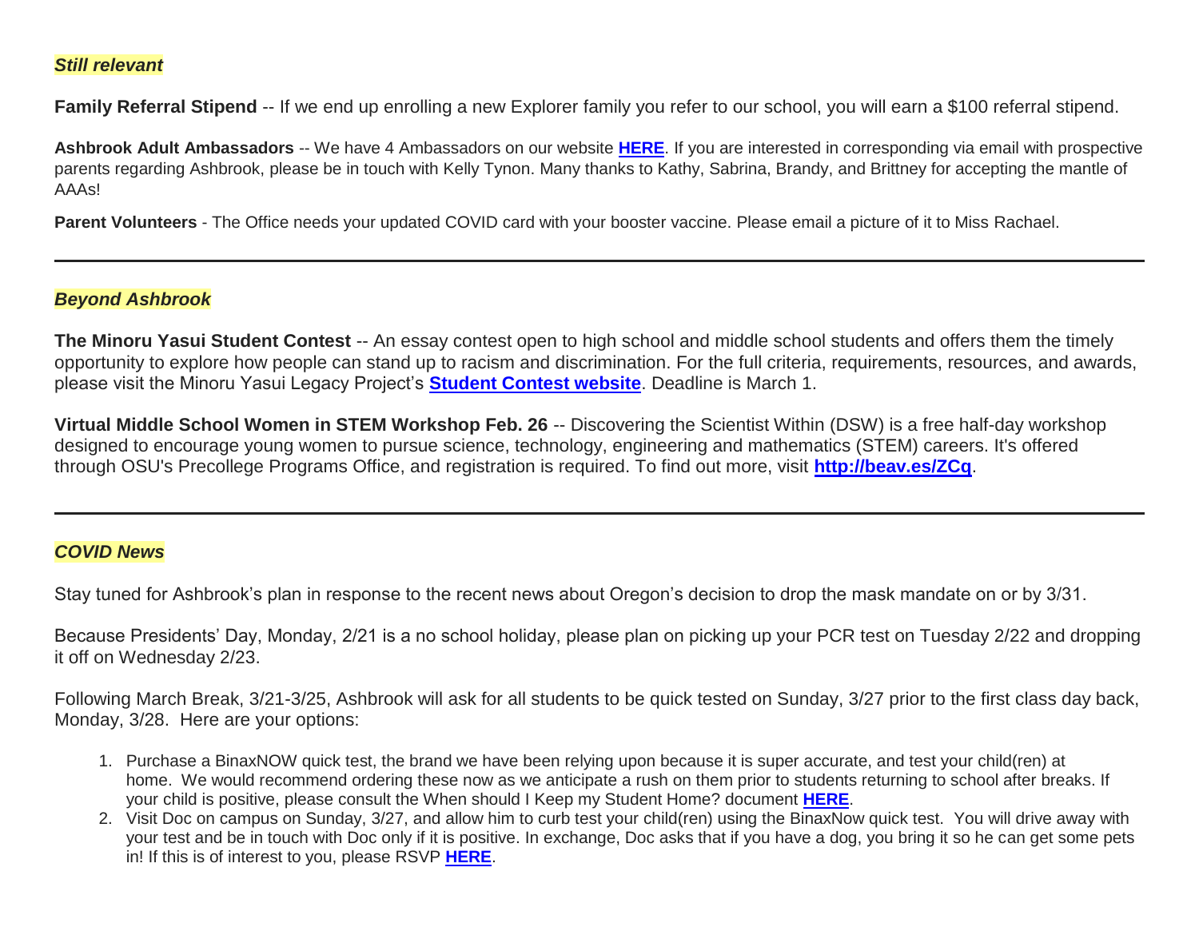***Still relevant***

**Family Referral Stipend** -- If we end up enrolling a new Explorer family you refer to our school, you will earn a $100 referral stipend.

**Ashbrook Adult Ambassadors** -- We have 4 Ambassadors on our website **HERE**. If you are interested in corresponding via email with prospective parents regarding Ashbrook, please be in touch with Kelly Tynon. Many thanks to Kathy, Sabrina, Brandy, and Brittney for accepting the mantle of AAAs!

**Parent Volunteers** - The Office needs your updated COVID card with your booster vaccine. Please email a picture of it to Miss Rachael.

---

***Beyond Ashbrook***

**The Minoru Yasui Student Contest** -- An essay contest open to high school and middle school students and offers them the timely opportunity to explore how people can stand up to racism and discrimination. For the full criteria, requirements, resources, and awards, please visit the Minoru Yasui Legacy Project's **Student Contest website**. Deadline is March 1.

**Virtual Middle School Women in STEM Workshop Feb. 26** -- Discovering the Scientist Within (DSW) is a free half-day workshop designed to encourage young women to pursue science, technology, engineering and mathematics (STEM) careers. It's offered through OSU's Precollege Programs Office, and registration is required. To find out more, visit **http://beav.es/ZCq**.

---

***COVID News***

Stay tuned for Ashbrook's plan in response to the recent news about Oregon's decision to drop the mask mandate on or by 3/31.

Because Presidents' Day, Monday, 2/21 is a no school holiday, please plan on picking up your PCR test on Tuesday 2/22 and dropping it off on Wednesday 2/23.

Following March Break, 3/21-3/25, Ashbrook will ask for all students to be quick tested on Sunday, 3/27 prior to the first class day back, Monday, 3/28. Here are your options:

1. Purchase a BinaxNOW quick test, the brand we have been relying upon because it is super accurate, and test your child(ren) at home. We would recommend ordering these now as we anticipate a rush on them prior to students returning to school after breaks. If your child is positive, please consult the When should I Keep my Student Home? document **HERE**.
2. Visit Doc on campus on Sunday, 3/27, and allow him to curb test your child(ren) using the BinaxNow quick test. You will drive away with your test and be in touch with Doc only if it is positive. In exchange, Doc asks that if you have a dog, you bring it so he can get some pets in! If this is of interest to you, please RSVP **HERE**.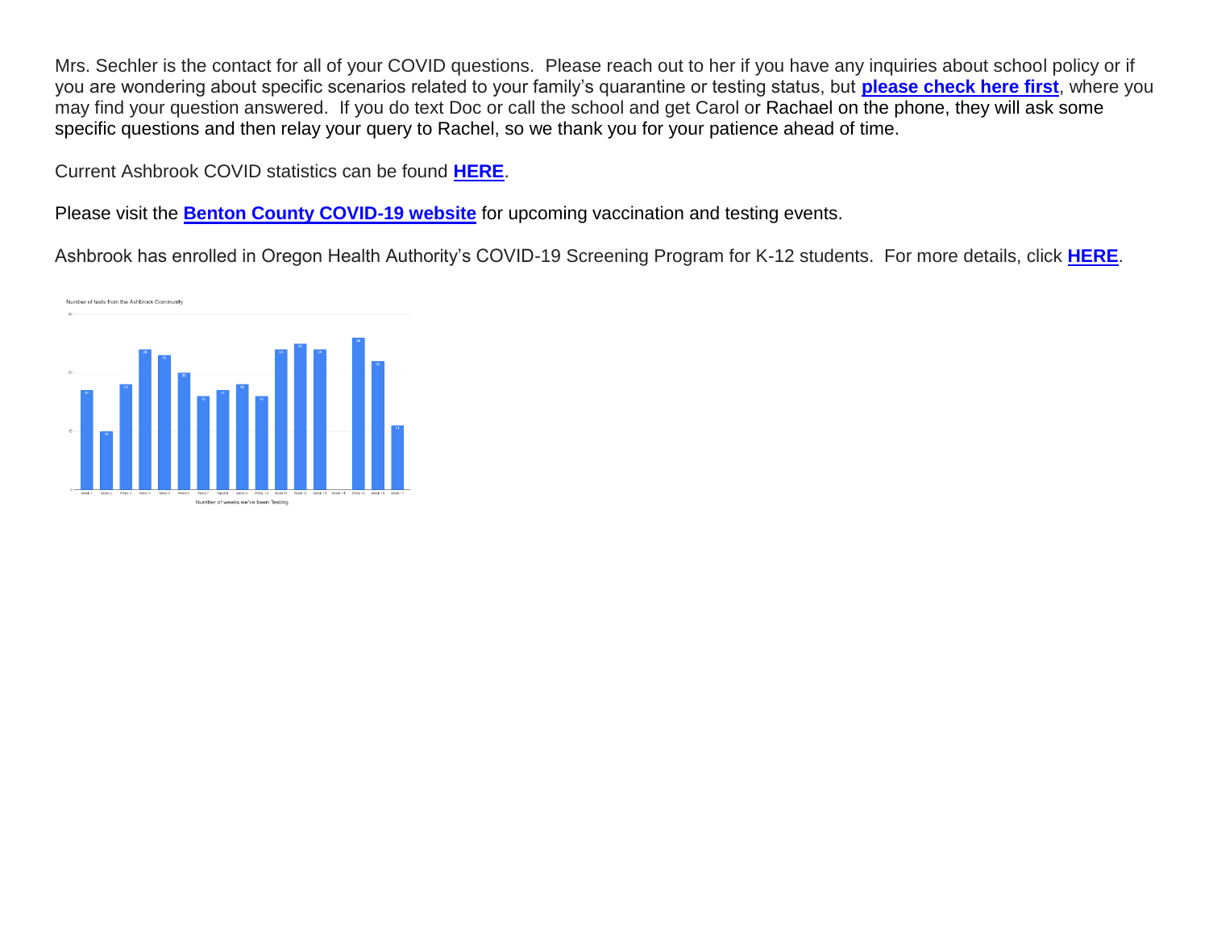Mrs. Sechler is the contact for all of your COVID questions. Please reach out to her if you have any inquiries about school policy or if you are wondering about specific scenarios related to your family's quarantine or testing status, but **please check here first**, where you may find your question answered. If you do text Doc or call the school and get Carol or Rachael on the phone, they will ask some specific questions and then relay your query to Rachel, so we thank you for your patience ahead of time.

Current Ashbrook COVID statistics can be found **HERE**.

Please visit the **Benton County COVID-19 website** for upcoming vaccination and testing events.

Ashbrook has enrolled in Oregon Health Authority's COVID-19 Screening Program for K-12 students. For more details, click **HERE**.

Number of tests from the Ashbrook Community

Week 1, Week 2, Week 3, Week 4, Week 5, Week 6, Week 7, Week 8, Week 9, Week 10, Week 11, Week 12, Week 13, Week 14, Week 15, Week 16, Week 17

Number of weeks we've been Testing